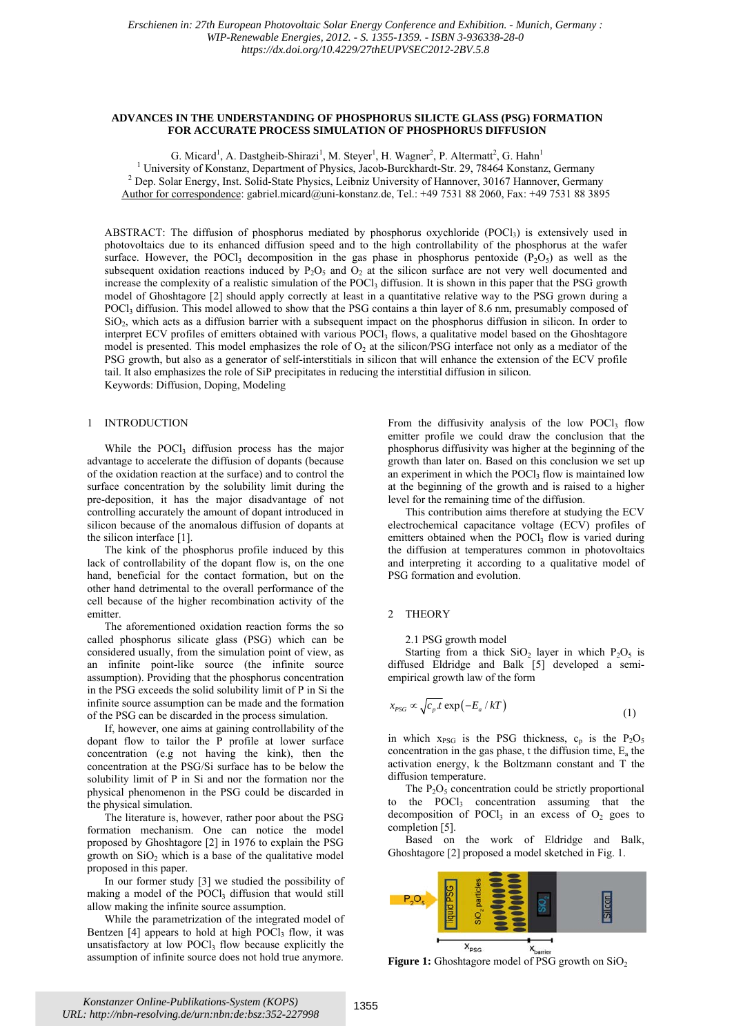Erschienen in: 27th European Photovoltaic Solar Energy Conference and Exhibition. - Munich, Germany : WIP-Renewable Energies, 2012. - S. 1355-1359. - ISBN 3-936338-28-0
https://dx.doi.org/10.4229/27thEUPVSEC2012-2BV.5.8

# ADVANCES IN THE UNDERSTANDING OF PHOSPHORUS SILICTE GLASS (PSG) FORMATION FOR ACCURATE PROCESS SIMULATION OF PHOSPHORUS DIFFUSION

G. Micard[1], A. Dastgheib-Shirazi[1], M. Steyer[1], H. Wagner[2], P. Altermatt[2], G. Hahn[1]

[1] University of Konstanz, Department of Physics, Jacob-Burckhardt-Str. 29, 78464 Konstanz, Germany

[2] Dep. Solar Energy, Inst. Solid-State Physics, Leibniz University of Hannover, 30167 Hannover, Germany

Author for correspondence: gabriel.micard@uni-konstanz.de, Tel.: +49 7531 88 2060, Fax: +49 7531 88 3895

ABSTRACT: The diffusion of phosphorus mediated by phosphorus oxychloride ($POCl_3$) is extensively used in photovoltaics due to its enhanced diffusion speed and to the high controllability of the phosphorus at the wafer surface. However, the $POCl_3$ decomposition in the gas phase in phosphorus pentoxide ($P_2O_5$) as well as the subsequent oxidation reactions induced by $P_2O_5$ and $O_2$ at the silicon surface are not very well documented and increase the complexity of a realistic simulation of the $POCl_3$ diffusion. It is shown in this paper that the PSG growth model of Ghoshtagore [2] should apply correctly at least in a quantitative relative way to the PSG grown during a $POCl_3$ diffusion. This model allowed to show that the PSG contains a thin layer of 8.6 nm, presumably composed of $SiO_2$, which acts as a diffusion barrier with a subsequent impact on the phosphorus diffusion in silicon. In order to interpret ECV profiles of emitters obtained with various $POCl_3$ flows, a qualitative model based on the Ghoshtagore model is presented. This model emphasizes the role of $O_2$ at the silicon/PSG interface not only as a mediator of the PSG growth, but also as a generator of self-interstitials in silicon that will enhance the extension of the ECV profile tail. It also emphasizes the role of SiP precipitates in reducing the interstitial diffusion in silicon.

Keywords: Diffusion, Doping, Modeling

## 1 INTRODUCTION

While the $POCl_3$ diffusion process has the major advantage to accelerate the diffusion of dopants (because of the oxidation reaction at the surface) and to control the surface concentration by the solubility limit during the pre-deposition, it has the major disadvantage of not controlling accurately the amount of dopant introduced in silicon because of the anomalous diffusion of dopants at the silicon interface [1].

The kink of the phosphorus profile induced by this lack of controllability of the dopant flow is, on the one hand, beneficial for the contact formation, but on the other hand detrimental to the overall performance of the cell because of the higher recombination activity of the emitter.

The aforementioned oxidation reaction forms the so called phosphorus silicate glass (PSG) which can be considered usually, from the simulation point of view, as an infinite point-like source (the infinite source assumption). Providing that the phosphorus concentration in the PSG exceeds the solid solubility limit of P in Si the infinite source assumption can be made and the formation of the PSG can be discarded in the process simulation.

If, however, one aims at gaining controllability of the dopant flow to tailor the P profile at lower surface concentration (e.g not having the kink), then the concentration at the PSG/Si surface has to be below the solubility limit of P in Si and nor the formation nor the physical phenomenon in the PSG could be discarded in the physical simulation.

The literature is, however, rather poor about the PSG formation mechanism. One can notice the model proposed by Ghoshtagore [2] in 1976 to explain the PSG growth on $SiO_2$ which is a base of the qualitative model proposed in this paper.

In our former study [3] we studied the possibility of making a model of the $POCl_3$ diffusion that would still allow making the infinite source assumption.

While the parametrization of the integrated model of Bentzen [4] appears to hold at high $POCl_3$ flow, it was unsatisfactory at low $POCl_3$ flow because explicitly the assumption of infinite source does not hold true anymore.

From the diffusivity analysis of the low $POCl_3$ flow emitter profile we could draw the conclusion that the phosphorus diffusivity was higher at the beginning of the growth than later on. Based on this conclusion we set up an experiment in which the $POCl_3$ flow is maintained low at the beginning of the growth and is raised to a higher level for the remaining time of the diffusion.

This contribution aims therefore at studying the ECV electrochemical capacitance voltage (ECV) profiles of emitters obtained when the $POCl_3$ flow is varied during the diffusion at temperatures common in photovoltaics and interpreting it according to a qualitative model of PSG formation and evolution.

## 2 THEORY

### 2.1 PSG growth model

Starting from a thick $SiO_2$ layer in which $P_2O_5$ is diffused Eldridge and Balk [5] developed a semi-empirical growth law of the form

$$x_{PSG} \propto \sqrt{c_p t}\,\exp(-E_a / kT) \tag{1}$$

in which $x_{PSG}$ is the PSG thickness, $c_p$ is the $P_2O_5$ concentration in the gas phase, t the diffusion time, $E_a$ the activation energy, k the Boltzmann constant and T the diffusion temperature.

The $P_2O_5$ concentration could be strictly proportional to the $POCl_3$ concentration assuming that the decomposition of $POCl_3$ in an excess of $O_2$ goes to completion [5].

Based on the work of Eldridge and Balk, Ghoshtagore [2] proposed a model sketched in Fig. 1.

**Figure 1:** Ghoshtagore model of PSG growth on $SiO_2$

Konstanzer Online-Publikations-System (KOPS)
URL: http://nbn-resolving.de/urn:nbn:de:bsz:352-227998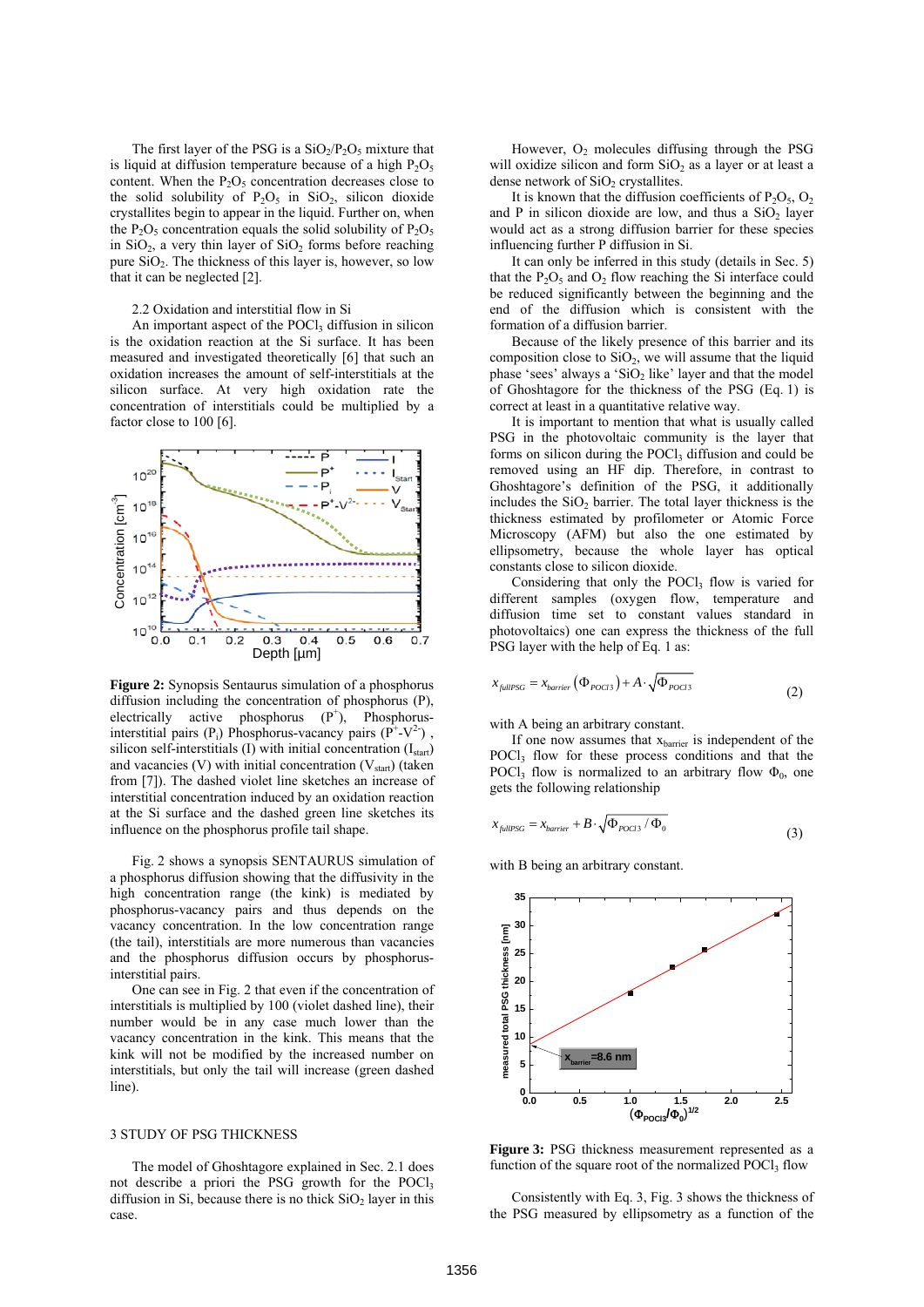The first layer of the PSG is a $SiO_2/P_2O_5$ mixture that is liquid at diffusion temperature because of a high $P_2O_5$ content. When the $P_2O_5$ concentration decreases close to the solid solubility of $P_2O_5$ in $SiO_2$, silicon dioxide crystallites begin to appear in the liquid. Further on, when the $P_2O_5$ concentration equals the solid solubility of $P_2O_5$ in $SiO_2$, a very thin layer of $SiO_2$ forms before reaching pure $SiO_2$. The thickness of this layer is, however, so low that it can be neglected [2].

## 2.2 Oxidation and interstitial flow in Si

An important aspect of the $POCl_3$ diffusion in silicon is the oxidation reaction at the Si surface. It has been measured and investigated theoretically [6] that such an oxidation increases the amount of self-interstitials at the silicon surface. At very high oxidation rate the concentration of interstitials could be multiplied by a factor close to 100 [6].

**Figure 2:** Synopsis Sentaurus simulation of a phosphorus diffusion including the concentration of phosphorus (P), electrically active phosphorus ($P^+$), Phosphorus-interstitial pairs ($P_i$) Phosphorus-vacancy pairs ($P^+$-$V^{2-}$), silicon self-interstitials (I) with initial concentration ($I_{start}$) and vacancies (V) with initial concentration ($V_{start}$) (taken from [7]). The dashed violet line sketches an increase of interstitial concentration induced by an oxidation reaction at the Si surface and the dashed green line sketches its influence on the phosphorus profile tail shape.

Fig. 2 shows a synopsis SENTAURUS simulation of a phosphorus diffusion showing that the diffusivity in the high concentration range (the kink) is mediated by phosphorus-vacancy pairs and thus depends on the vacancy concentration. In the low concentration range (the tail), interstitials are more numerous than vacancies and the phosphorus diffusion occurs by phosphorus-interstitial pairs.

One can see in Fig. 2 that even if the concentration of interstitials is multiplied by 100 (violet dashed line), their number would be in any case much lower than the vacancy concentration in the kink. This means that the kink will not be modified by the increased number on interstitials, but only the tail will increase (green dashed line).

# 3 STUDY OF PSG THICKNESS

The model of Ghoshtagore explained in Sec. 2.1 does not describe a priori the PSG growth for the $POCl_3$ diffusion in Si, because there is no thick $SiO_2$ layer in this case.

However, $O_2$ molecules diffusing through the PSG will oxidize silicon and form $SiO_2$ as a layer or at least a dense network of $SiO_2$ crystallites.

It is known that the diffusion coefficients of $P_2O_5$, $O_2$ and P in silicon dioxide are low, and thus a $SiO_2$ layer would act as a strong diffusion barrier for these species influencing further P diffusion in Si.

It can only be inferred in this study (details in Sec. 5) that the $P_2O_5$ and $O_2$ flow reaching the Si interface could be reduced significantly between the beginning and the end of the diffusion which is consistent with the formation of a diffusion barrier.

Because of the likely presence of this barrier and its composition close to $SiO_2$, we will assume that the liquid phase 'sees' always a '$SiO_2$ like' layer and that the model of Ghoshtagore for the thickness of the PSG (Eq. 1) is correct at least in a quantitative relative way.

It is important to mention that what is usually called PSG in the photovoltaic community is the layer that forms on silicon during the $POCl_3$ diffusion and could be removed using an HF dip. Therefore, in contrast to Ghoshtagore's definition of the PSG, it additionally includes the $SiO_2$ barrier. The total layer thickness is the thickness estimated by profilometer or Atomic Force Microscopy (AFM) but also the one estimated by ellipsometry, because the whole layer has optical constants close to silicon dioxide.

Considering that only the $POCl_3$ flow is varied for different samples (oxygen flow, temperature and diffusion time set to constant values standard in photovoltaics) one can express the thickness of the full PSG layer with the help of Eq. 1 as:

$$x_{fullPSG} = x_{barrier}\left(\Phi_{POCl3}\right) + A \cdot \sqrt{\Phi_{POCl3}} \tag{2}$$

with A being an arbitrary constant.

If one now assumes that $x_{barrier}$ is independent of the $POCl_3$ flow for these process conditions and that the $POCl_3$ flow is normalized to an arbitrary flow $\Phi_0$, one gets the following relationship

$$x_{fullPSG} = x_{barrier} + B \cdot \sqrt{\Phi_{POCl3} / \Phi_0} \tag{3}$$

with B being an arbitrary constant.

**Figure 3:** PSG thickness measurement represented as a function of the square root of the normalized $POCl_3$ flow

Consistently with Eq. 3, Fig. 3 shows the thickness of the PSG measured by ellipsometry as a function of the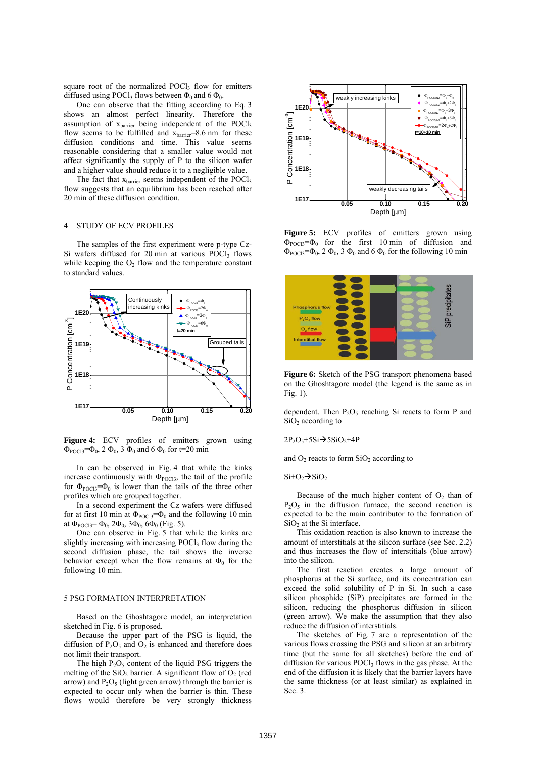square root of the normalized $POCl_3$ flow for emitters diffused using $POCl_3$ flows between $\Phi_0$ and 6 $\Phi_0$.

One can observe that the fitting according to Eq. 3 shows an almost perfect linearity. Therefore the assumption of $x_{barrier}$ being independent of the $POCl_3$ flow seems to be fulfilled and $x_{barrier}$=8.6 nm for these diffusion conditions and time. This value seems reasonable considering that a smaller value would not affect significantly the supply of P to the silicon wafer and a higher value should reduce it to a negligible value.

The fact that $x_{barrier}$ seems independent of the $POCl_3$ flow suggests that an equilibrium has been reached after 20 min of these diffusion condition.

## 4 STUDY OF ECV PROFILES

The samples of the first experiment were p-type Cz-Si wafers diffused for 20 min at various $POCl_3$ flows while keeping the $O_2$ flow and the temperature constant to standard values.

**Figure 4:** ECV profiles of emitters grown using $\Phi_{POCl3}$=$\Phi_0$, 2 $\Phi_0$, 3 $\Phi_0$ and 6 $\Phi_0$ for t=20 min

In can be observed in Fig. 4 that while the kinks increase continuously with $\Phi_{POCl3}$, the tail of the profile for $\Phi_{POCl3}$=$\Phi_0$ is lower than the tails of the three other profiles which are grouped together.

In a second experiment the Cz wafers were diffused for at first 10 min at $\Phi_{POCl3}$=$\Phi_0$ and the following 10 min at $\Phi_{POCl3}$= $\Phi_0$, 2$\Phi_0$, 3$\Phi_0$, 6$\Phi_0$ (Fig. 5).

One can observe in Fig. 5 that while the kinks are slightly increasing with increasing $POCl_3$ flow during the second diffusion phase, the tail shows the inverse behavior except when the flow remains at $\Phi_0$ for the following 10 min.

## 5 PSG FORMATION INTERPRETATION

Based on the Ghoshtagore model, an interpretation sketched in Fig. 6 is proposed.

Because the upper part of the PSG is liquid, the diffusion of $P_2O_5$ and $O_2$ is enhanced and therefore does not limit their transport.

The high $P_2O_5$ content of the liquid PSG triggers the melting of the $SiO_2$ barrier. A significant flow of $O_2$ (red arrow) and $P_2O_5$ (light green arrow) through the barrier is expected to occur only when the barrier is thin. These flows would therefore be very strongly thickness

**Figure 5:** ECV profiles of emitters grown using $\Phi_{POCl3}$=$\Phi_0$ for the first 10 min of diffusion and $\Phi_{POCl3}$=$\Phi_0$, 2 $\Phi_0$, 3 $\Phi_0$ and 6 $\Phi_0$ for the following 10 min

**Figure 6:** Sketch of the PSG transport phenomena based on the Ghoshtagore model (the legend is the same as in Fig. 1).

dependent. Then $P_2O_5$ reaching Si reacts to form P and $SiO_2$ according to

$$2P_2O_5+5Si \rightarrow 5SiO_2+4P$$

and $O_2$ reacts to form $SiO_2$ according to

$$Si+O_2 \rightarrow SiO_2$$

Because of the much higher content of $O_2$ than of $P_2O_5$ in the diffusion furnace, the second reaction is expected to be the main contributor to the formation of $SiO_2$ at the Si interface.

This oxidation reaction is also known to increase the amount of interstitials at the silicon surface (see Sec. 2.2) and thus increases the flow of interstitials (blue arrow) into the silicon.

The first reaction creates a large amount of phosphorus at the Si surface, and its concentration can exceed the solid solubility of P in Si. In such a case silicon phosphide (SiP) precipitates are formed in the silicon, reducing the phosphorus diffusion in silicon (green arrow). We make the assumption that they also reduce the diffusion of interstitials.

The sketches of Fig. 7 are a representation of the various flows crossing the PSG and silicon at an arbitrary time (but the same for all sketches) before the end of diffusion for various $POCl_3$ flows in the gas phase. At the end of the diffusion it is likely that the barrier layers have the same thickness (or at least similar) as explained in Sec. 3.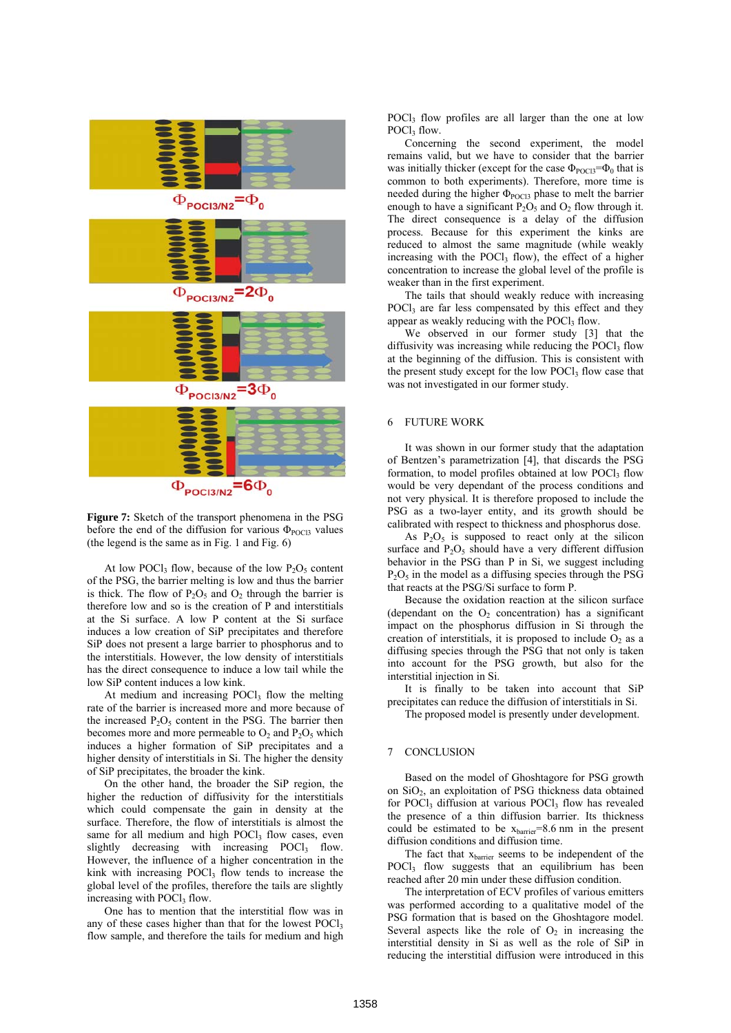**Figure 7:** Sketch of the transport phenomena in the PSG before the end of the diffusion for various $\Phi_{POCl3}$ values (the legend is the same as in Fig. 1 and Fig. 6)

At low $POCl_3$ flow, because of the low $P_2O_5$ content of the PSG, the barrier melting is low and thus the barrier is thick. The flow of $P_2O_5$ and $O_2$ through the barrier is therefore low and so is the creation of P and interstitials at the Si surface. A low P content in the Si surface induces a low creation of SiP precipitates and therefore SiP does not present a large barrier to phosphorus and to the interstitials. However, the low density of interstitials has the direct consequence to induce a low tail while the low SiP content induces a low kink.

At medium and increasing $POCl_3$ flow the melting rate of the barrier is increased more and more because of the increased $P_2O_5$ content in the PSG. The barrier then becomes more and more permeable to $O_2$ and $P_2O_5$ which induces a higher formation of SiP precipitates and a higher density of interstitials in Si. The higher the density of SiP precipitates, the broader the kink.

On the other hand, the broader the SiP region, the higher the reduction of diffusivity for the interstitials which could compensate the gain in density at the surface. Therefore, the flow of interstitials is almost the same for all medium and high $POCl_3$ flow cases, even slightly decreasing with increasing $POCl_3$ flow. However, the influence of a higher concentration in the kink with increasing $POCl_3$ flow tends to increase the global level of the profiles, therefore the tails are slightly increasing with $POCl_3$ flow.

One has to mention that the interstitial flow was in any of these cases higher than that for the lowest $POCl_3$ flow sample, and therefore the tails for medium and high $POCl_3$ flow profiles are all larger than the one at low $POCl_3$ flow.

Concerning the second experiment, the model remains valid, but we have to consider that the barrier was initially thicker (except for the case $\Phi_{POCl3}=\Phi_0$ that is common to both experiments). Therefore, more time is needed during the higher $\Phi_{POCl3}$ phase to melt the barrier enough to have a significant $P_2O_5$ and $O_2$ flow through it. The direct consequence is a delay of the diffusion process. Because for this experiment the kinks are reduced to almost the same magnitude (while weakly increasing with the $POCl_3$ flow), the effect of a higher concentration to increase the global level of the profile is weaker than in the first experiment.

The tails that should weakly reduce with increasing $POCl_3$ are far less compensated by this effect and they appear as weakly reducing with the $POCl_3$ flow.

We observed in our former study [3] that the diffusivity was increasing while reducing the $POCl_3$ flow at the beginning of the diffusion. This is consistent with the present study except for the low $POCl_3$ flow case that was not investigated in our former study.

## 6 FUTURE WORK

It was shown in our former study that the adaptation of Bentzen's parametrization [4], that discards the PSG formation, to model profiles obtained at low $POCl_3$ flow would be very dependant of the process conditions and not very physical. It is therefore proposed to include the PSG as a two-layer entity, and its growth should be calibrated with respect to thickness and phosphorus dose.

As $P_2O_5$ is supposed to react only at the silicon surface and $P_2O_5$ should have a very different diffusion behavior in the PSG than P in Si, we suggest including $P_2O_5$ in the model as a diffusing species through the PSG that reacts at the PSG/Si surface to form P.

Because the oxidation reaction at the silicon surface (dependant on the $O_2$ concentration) has a significant impact on the phosphorus diffusion in Si through the creation of interstitials, it is proposed to include $O_2$ as a diffusing species through the PSG that not only is taken into account for the PSG growth, but also for the interstitial injection in Si.

It is finally to be taken into account that SiP precipitates can reduce the diffusion of interstitials in Si.

The proposed model is presently under development.

## 7 CONCLUSION

Based on the model of Ghoshtagore for PSG growth on $SiO_2$, an exploitation of PSG thickness data obtained for $POCl_3$ diffusion at various $POCl_3$ flow has revealed the presence of a thin diffusion barrier. Its thickness could be estimated to be $x_{barrier}$=8.6 nm in the present diffusion conditions and diffusion time.

The fact that $x_{barrier}$ seems to be independent of the $POCl_3$ flow suggests that an equilibrium has been reached after 20 min under these diffusion condition.

The interpretation of ECV profiles of various emitters was performed according to a qualitative model of the PSG formation that is based on the Ghoshtagore model. Several aspects like the role of $O_2$ in increasing the interstitial density in Si as well as the role of SiP in reducing the interstitial diffusion were introduced in this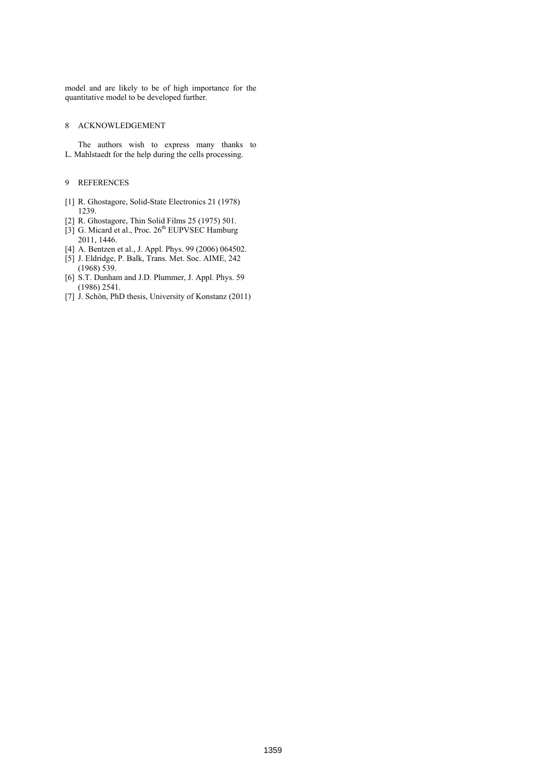model and are likely to be of high importance for the quantitative model to be developed further.

## 8 ACKNOWLEDGEMENT

The authors wish to express many thanks to L. Mahlstaedt for the help during the cells processing.

## 9 REFERENCES

[1] R. Ghostagore, Solid-State Electronics 21 (1978) 1239.

[2] R. Ghostagore, Thin Solid Films 25 (1975) 501.

[3] G. Micard et al., Proc. 26th EUPVSEC Hamburg 2011, 1446.

[4] A. Bentzen et al., J. Appl. Phys. 99 (2006) 064502.

[5] J. Eldridge, P. Balk, Trans. Met. Soc. AIME, 242 (1968) 539.

[6] S.T. Dunham and J.D. Plummer, J. Appl. Phys. 59 (1986) 2541.

[7] J. Schön, PhD thesis, University of Konstanz (2011)